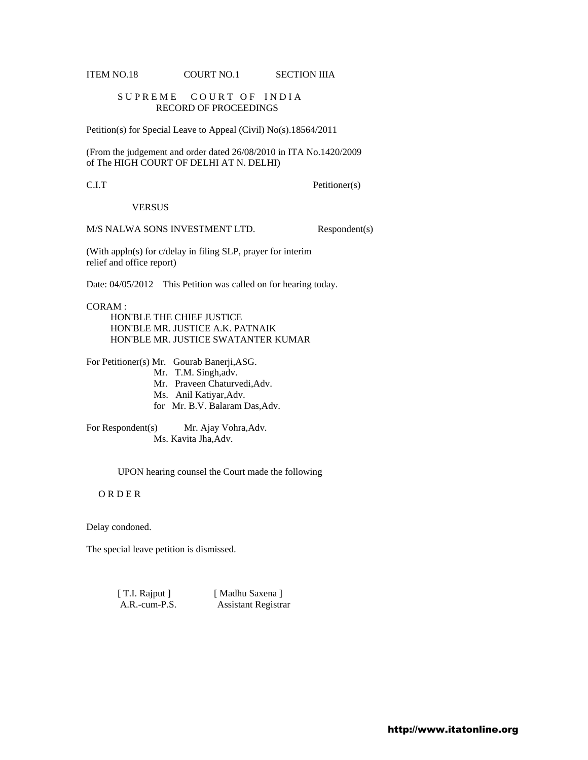ITEM NO.18 COURT NO.1 SECTION IIIA

S U P R E M E C O U R T O F I N D I A
RECORD OF PROCEEDINGS

Petition(s) for Special Leave to Appeal (Civil) No(s).18564/2011

(From the judgement and order dated 26/08/2010 in ITA No.1420/2009 of The HIGH COURT OF DELHI AT N. DELHI)

C.I.T Petitioner(s)

VERSUS

M/S NALWA SONS INVESTMENT LTD. Respondent(s)

(With appln(s) for c/delay in filing SLP, prayer for interim relief and office report)

Date: 04/05/2012 This Petition was called on for hearing today.

CORAM :
HON'BLE THE CHIEF JUSTICE
HON'BLE MR. JUSTICE A.K. PATNAIK
HON'BLE MR. JUSTICE SWATANTER KUMAR

For Petitioner(s) Mr. Gourab Banerji,ASG.
Mr. T.M. Singh,adv.
Mr. Praveen Chaturvedi,Adv.
Ms. Anil Katiyar,Adv.
for Mr. B.V. Balaram Das,Adv.

For Respondent(s) Mr. Ajay Vohra,Adv.
Ms. Kavita Jha,Adv.

UPON hearing counsel the Court made the following

O R D E R

Delay condoned.

The special leave petition is dismissed.

[ T.I. Rajput ] [ Madhu Saxena ]
A.R.-cum-P.S. Assistant Registrar

http://www.itatonline.org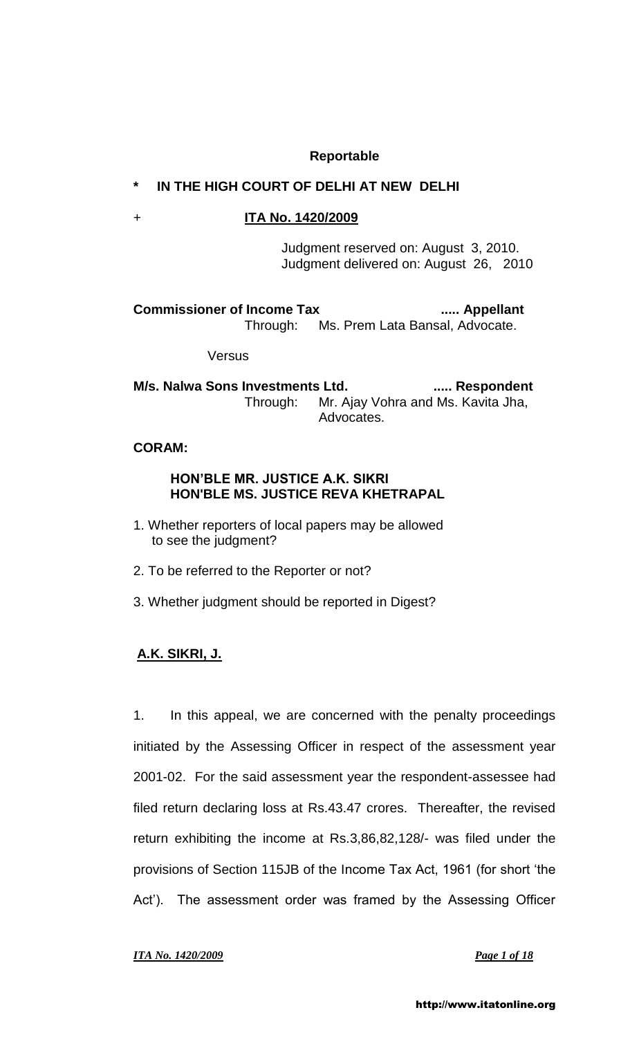**Reportable**

**\* IN THE HIGH COURT OF DELHI AT NEW DELHI**

\+ **ITA No. 1420/2009**

Judgment reserved on: August 3, 2010.
Judgment delivered on: August 26, 2010

**Commissioner of Income Tax** ..... **Appellant**
Through: Ms. Prem Lata Bansal, Advocate.

Versus

**M/s. Nalwa Sons Investments Ltd.** ..... **Respondent**
Through: Mr. Ajay Vohra and Ms. Kavita Jha, Advocates.

**CORAM:**

**HON'BLE MR. JUSTICE A.K. SIKRI**
**HON'BLE MS. JUSTICE REVA KHETRAPAL**

1. Whether reporters of local papers may be allowed to see the judgment?
2. To be referred to the Reporter or not?
3. Whether judgment should be reported in Digest?

**A.K. SIKRI, J.**

1. In this appeal, we are concerned with the penalty proceedings initiated by the Assessing Officer in respect of the assessment year 2001-02. For the said assessment year the respondent-assessee had filed return declaring loss at Rs.43.47 crores. Thereafter, the revised return exhibiting the income at Rs.3,86,82,128/- was filed under the provisions of Section 115JB of the Income Tax Act, 1961 (for short 'the Act'). The assessment order was framed by the Assessing Officer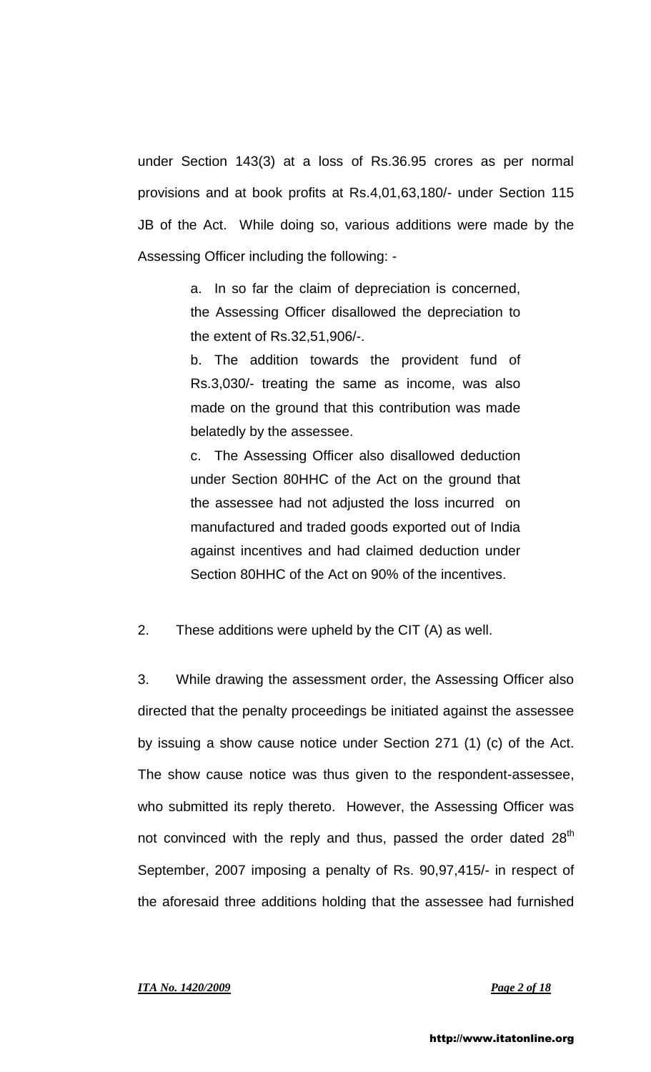under Section 143(3) at a loss of Rs.36.95 crores as per normal provisions and at book profits at Rs.4,01,63,180/- under Section 115 JB of the Act. While doing so, various additions were made by the Assessing Officer including the following: -

> a. In so far the claim of depreciation is concerned, the Assessing Officer disallowed the depreciation to the extent of Rs.32,51,906/-.
>
> b. The addition towards the provident fund of Rs.3,030/- treating the same as income, was also made on the ground that this contribution was made belatedly by the assessee.
>
> c. The Assessing Officer also disallowed deduction under Section 80HHC of the Act on the ground that the assessee had not adjusted the loss incurred on manufactured and traded goods exported out of India against incentives and had claimed deduction under Section 80HHC of the Act on 90% of the incentives.

2. These additions were upheld by the CIT (A) as well.

3. While drawing the assessment order, the Assessing Officer also directed that the penalty proceedings be initiated against the assessee by issuing a show cause notice under Section 271 (1) (c) of the Act. The show cause notice was thus given to the respondent-assessee, who submitted its reply thereto. However, the Assessing Officer was not convinced with the reply and thus, passed the order dated 28th September, 2007 imposing a penalty of Rs. 90,97,415/- in respect of the aforesaid three additions holding that the assessee had furnished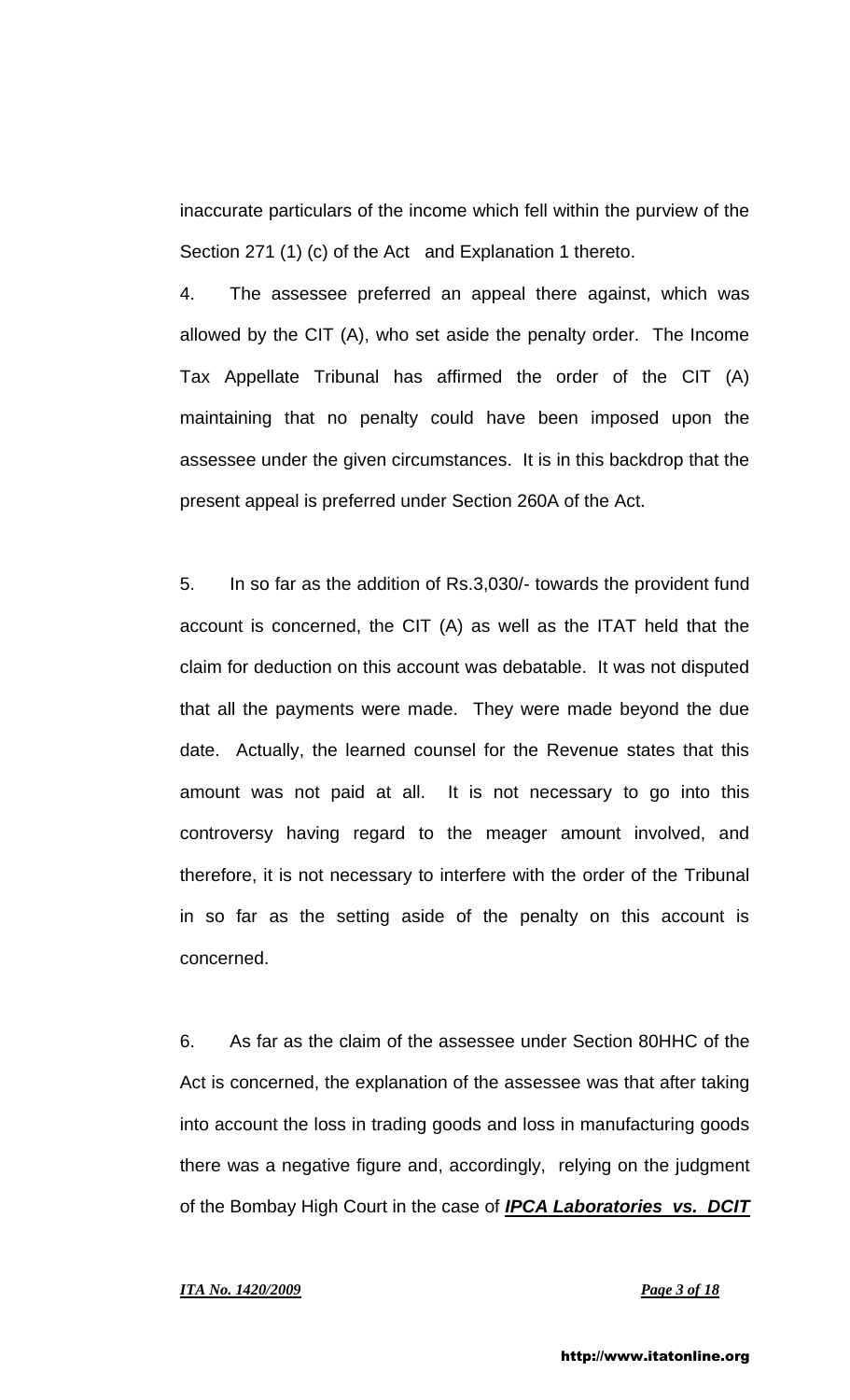inaccurate particulars of the income which fell within the purview of the Section 271 (1) (c) of the Act and Explanation 1 thereto.

4. The assessee preferred an appeal there against, which was allowed by the CIT (A), who set aside the penalty order. The Income Tax Appellate Tribunal has affirmed the order of the CIT (A) maintaining that no penalty could have been imposed upon the assessee under the given circumstances. It is in this backdrop that the present appeal is preferred under Section 260A of the Act.

5. In so far as the addition of Rs.3,030/- towards the provident fund account is concerned, the CIT (A) as well as the ITAT held that the claim for deduction on this account was debatable. It was not disputed that all the payments were made. They were made beyond the due date. Actually, the learned counsel for the Revenue states that this amount was not paid at all. It is not necessary to go into this controversy having regard to the meager amount involved, and therefore, it is not necessary to interfere with the order of the Tribunal in so far as the setting aside of the penalty on this account is concerned.

6. As far as the claim of the assessee under Section 80HHC of the Act is concerned, the explanation of the assessee was that after taking into account the loss in trading goods and loss in manufacturing goods there was a negative figure and, accordingly, relying on the judgment of the Bombay High Court in the case of ***IPCA Laboratories vs. DCIT***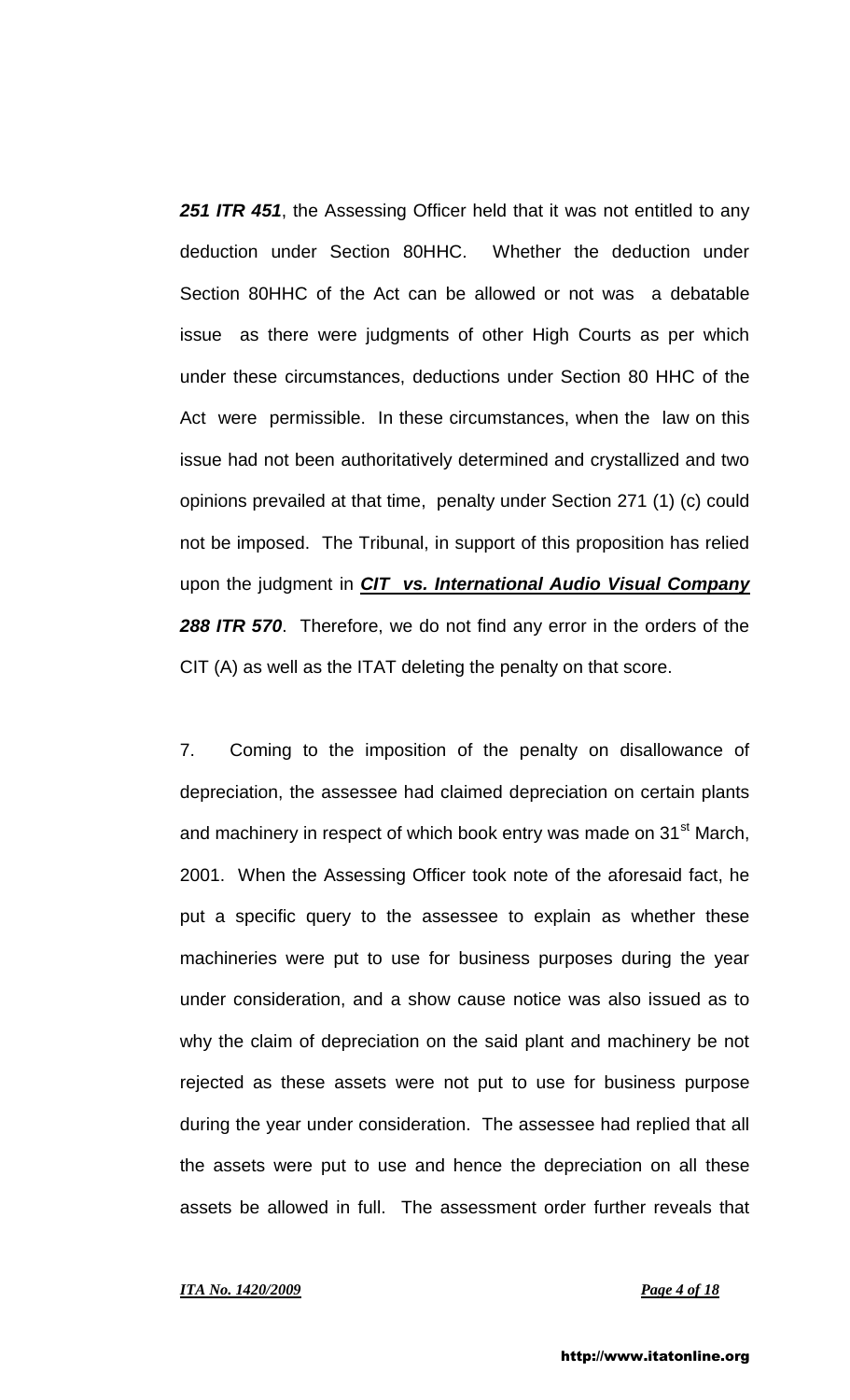***251 ITR 451***, the Assessing Officer held that it was not entitled to any deduction under Section 80HHC. Whether the deduction under Section 80HHC of the Act can be allowed or not was a debatable issue as there were judgments of other High Courts as per which under these circumstances, deductions under Section 80 HHC of the Act were permissible. In these circumstances, when the law on this issue had not been authoritatively determined and crystallized and two opinions prevailed at that time, penalty under Section 271 (1) (c) could not be imposed. The Tribunal, in support of this proposition has relied upon the judgment in ***CIT vs. International Audio Visual Company 288 ITR 570***. Therefore, we do not find any error in the orders of the CIT (A) as well as the ITAT deleting the penalty on that score.

7. Coming to the imposition of the penalty on disallowance of depreciation, the assessee had claimed depreciation on certain plants and machinery in respect of which book entry was made on 31st March, 2001. When the Assessing Officer took note of the aforesaid fact, he put a specific query to the assessee to explain as whether these machineries were put to use for business purposes during the year under consideration, and a show cause notice was also issued as to why the claim of depreciation on the said plant and machinery be not rejected as these assets were not put to use for business purpose during the year under consideration. The assessee had replied that all the assets were put to use and hence the depreciation on all these assets be allowed in full. The assessment order further reveals that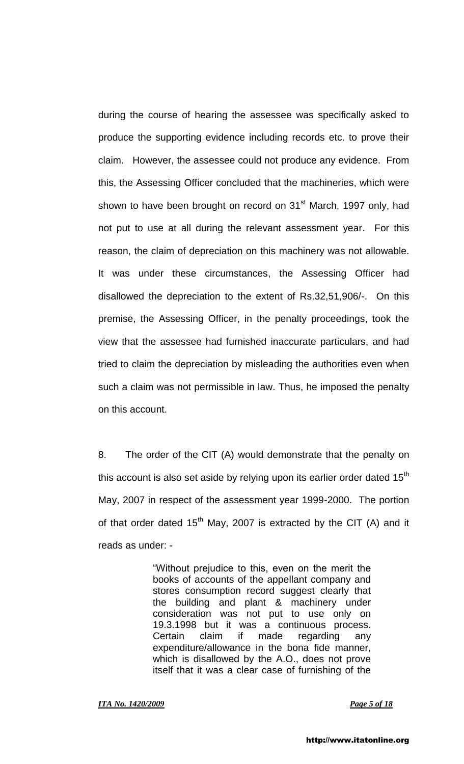during the course of hearing the assessee was specifically asked to produce the supporting evidence including records etc. to prove their claim. However, the assessee could not produce any evidence. From this, the Assessing Officer concluded that the machineries, which were shown to have been brought on record on 31st March, 1997 only, had not put to use at all during the relevant assessment year. For this reason, the claim of depreciation on this machinery was not allowable. It was under these circumstances, the Assessing Officer had disallowed the depreciation to the extent of Rs.32,51,906/-. On this premise, the Assessing Officer, in the penalty proceedings, took the view that the assessee had furnished inaccurate particulars, and had tried to claim the depreciation by misleading the authorities even when such a claim was not permissible in law. Thus, he imposed the penalty on this account.

8. The order of the CIT (A) would demonstrate that the penalty on this account is also set aside by relying upon its earlier order dated 15th May, 2007 in respect of the assessment year 1999-2000. The portion of that order dated 15th May, 2007 is extracted by the CIT (A) and it reads as under: -

> "Without prejudice to this, even on the merit the books of accounts of the appellant company and stores consumption record suggest clearly that the building and plant & machinery under consideration was not put to use only on 19.3.1998 but it was a continuous process. Certain claim if made regarding any expenditure/allowance in the bona fide manner, which is disallowed by the A.O., does not prove itself that it was a clear case of furnishing of the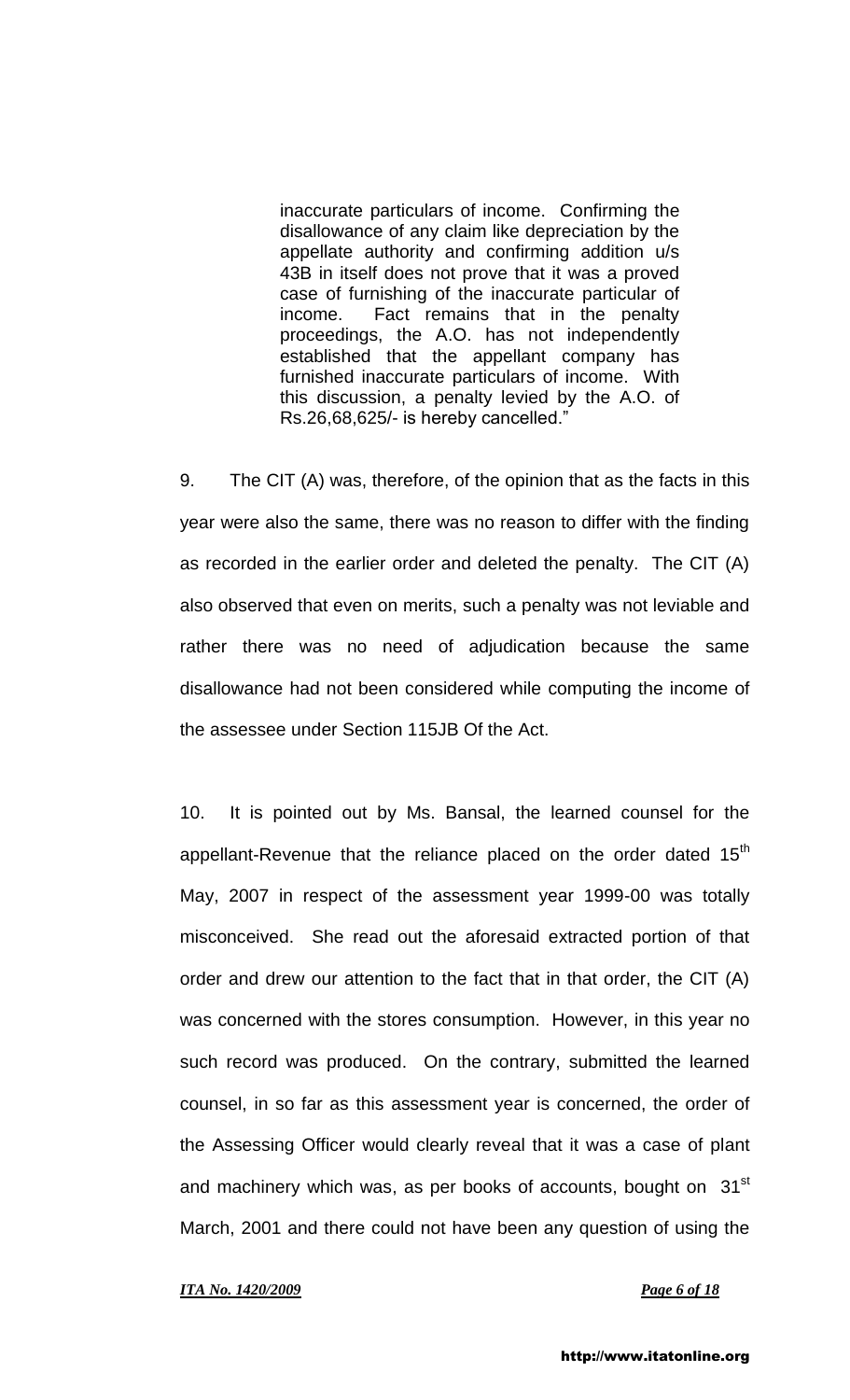> inaccurate particulars of income. Confirming the disallowance of any claim like depreciation by the appellate authority and confirming addition u/s 43B in itself does not prove that it was a proved case of furnishing of the inaccurate particular of income. Fact remains that in the penalty proceedings, the A.O. has not independently established that the appellant company has furnished inaccurate particulars of income. With this discussion, a penalty levied by the A.O. of Rs.26,68,625/- is hereby cancelled."

9. The CIT (A) was, therefore, of the opinion that as the facts in this year were also the same, there was no reason to differ with the finding as recorded in the earlier order and deleted the penalty. The CIT (A) also observed that even on merits, such a penalty was not leviable and rather there was no need of adjudication because the same disallowance had not been considered while computing the income of the assessee under Section 115JB Of the Act.

10. It is pointed out by Ms. Bansal, the learned counsel for the appellant-Revenue that the reliance placed on the order dated 15th May, 2007 in respect of the assessment year 1999-00 was totally misconceived. She read out the aforesaid extracted portion of that order and drew our attention to the fact that in that order, the CIT (A) was concerned with the stores consumption. However, in this year no such record was produced. On the contrary, submitted the learned counsel, in so far as this assessment year is concerned, the order of the Assessing Officer would clearly reveal that it was a case of plant and machinery which was, as per books of accounts, bought on 31st March, 2001 and there could not have been any question of using the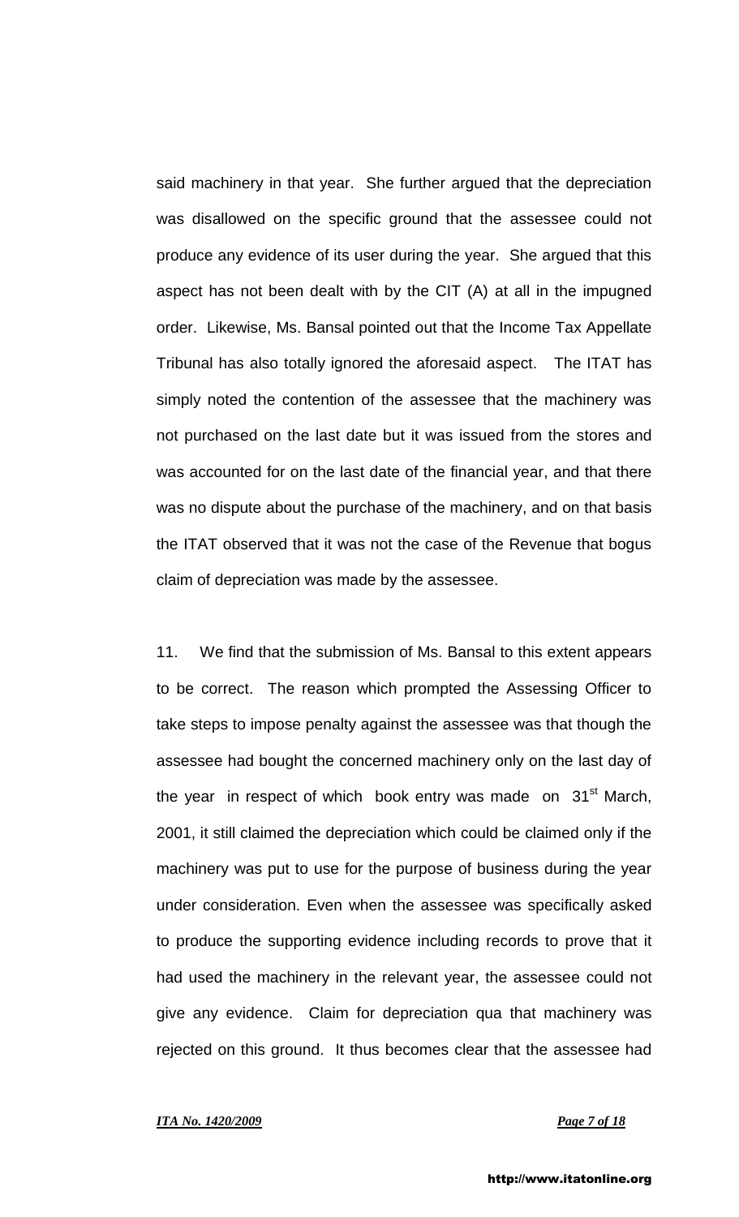said machinery in that year. She further argued that the depreciation was disallowed on the specific ground that the assessee could not produce any evidence of its user during the year. She argued that this aspect has not been dealt with by the CIT (A) at all in the impugned order. Likewise, Ms. Bansal pointed out that the Income Tax Appellate Tribunal has also totally ignored the aforesaid aspect. The ITAT has simply noted the contention of the assessee that the machinery was not purchased on the last date but it was issued from the stores and was accounted for on the last date of the financial year, and that there was no dispute about the purchase of the machinery, and on that basis the ITAT observed that it was not the case of the Revenue that bogus claim of depreciation was made by the assessee.

11. We find that the submission of Ms. Bansal to this extent appears to be correct. The reason which prompted the Assessing Officer to take steps to impose penalty against the assessee was that though the assessee had bought the concerned machinery only on the last day of the year in respect of which book entry was made on 31st March, 2001, it still claimed the depreciation which could be claimed only if the machinery was put to use for the purpose of business during the year under consideration. Even when the assessee was specifically asked to produce the supporting evidence including records to prove that it had used the machinery in the relevant year, the assessee could not give any evidence. Claim for depreciation qua that machinery was rejected on this ground. It thus becomes clear that the assessee had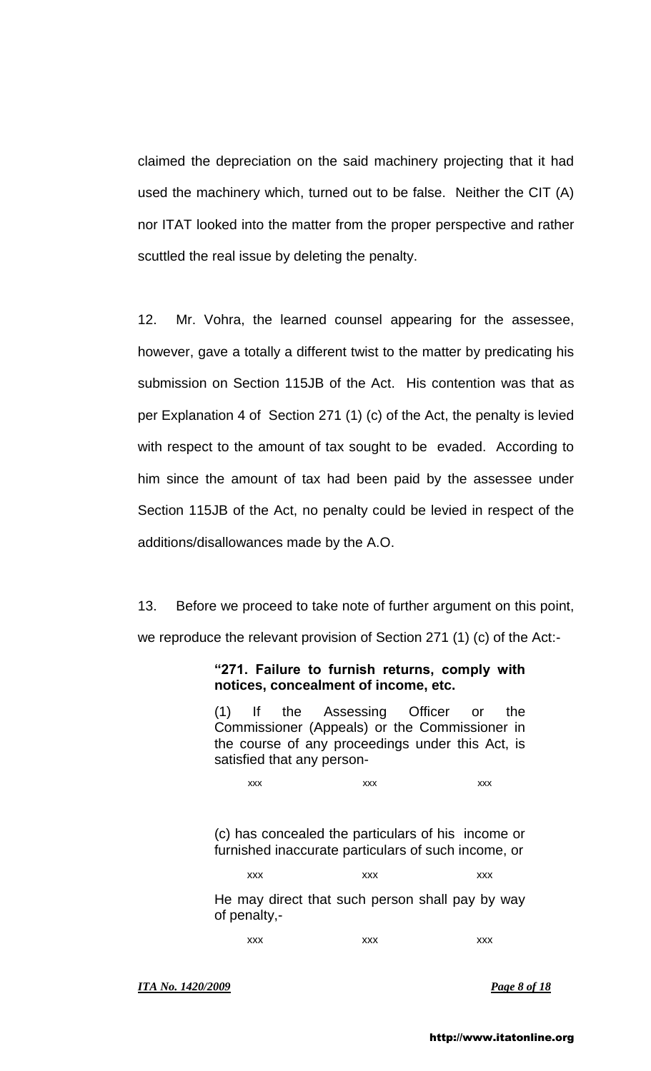claimed the depreciation on the said machinery projecting that it had used the machinery which, turned out to be false. Neither the CIT (A) nor ITAT looked into the matter from the proper perspective and rather scuttled the real issue by deleting the penalty.

12. Mr. Vohra, the learned counsel appearing for the assessee, however, gave a totally a different twist to the matter by predicating his submission on Section 115JB of the Act. His contention was that as per Explanation 4 of Section 271 (1) (c) of the Act, the penalty is levied with respect to the amount of tax sought to be evaded. According to him since the amount of tax had been paid by the assessee under Section 115JB of the Act, no penalty could be levied in respect of the additions/disallowances made by the A.O.

13. Before we proceed to take note of further argument on this point, we reproduce the relevant provision of Section 271 (1) (c) of the Act:-

> **"271. Failure to furnish returns, comply with notices, concealment of income, etc.**
>
> (1) If the Assessing Officer or the Commissioner (Appeals) or the Commissioner in the course of any proceedings under this Act, is satisfied that any person-
>
> xxx xxx xxx
>
> (c) has concealed the particulars of his income or furnished inaccurate particulars of such income, or
>
> xxx xxx xxx
>
> He may direct that such person shall pay by way of penalty,-
>
> xxx xxx xxx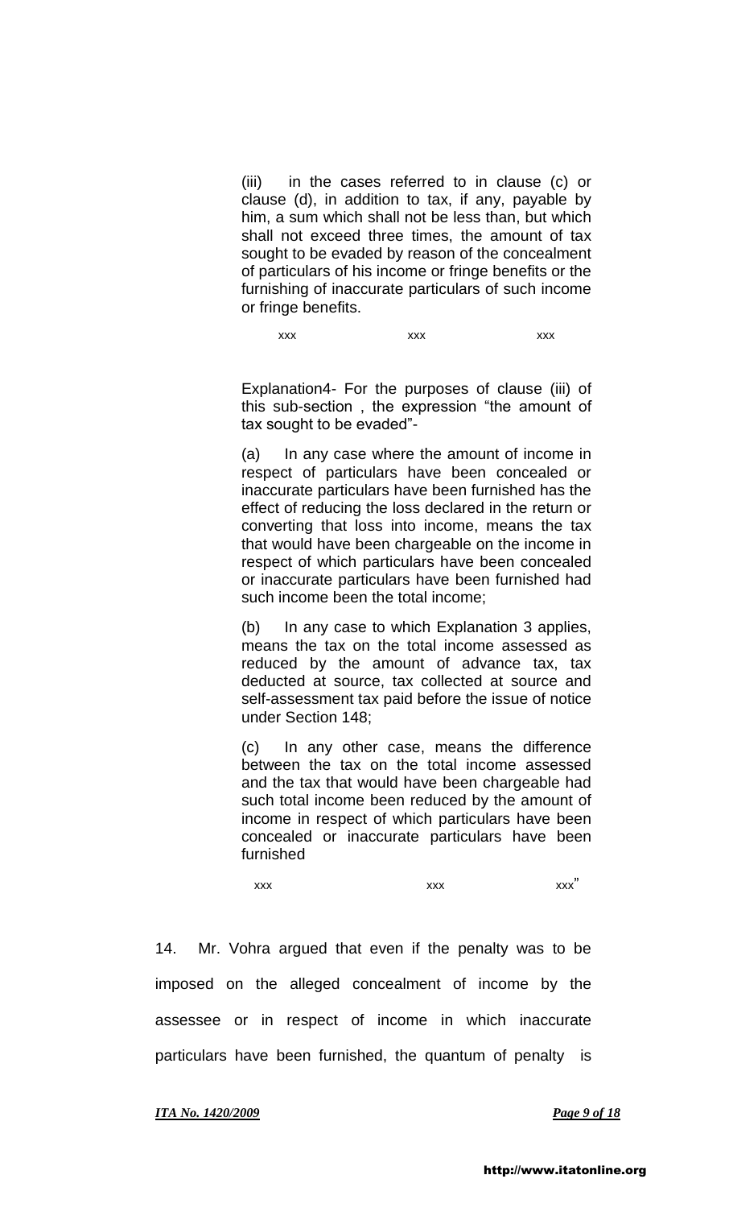(iii) in the cases referred to in clause (c) or clause (d), in addition to tax, if any, payable by him, a sum which shall not be less than, but which shall not exceed three times, the amount of tax sought to be evaded by reason of the concealment of particulars of his income or fringe benefits or the furnishing of inaccurate particulars of such income or fringe benefits.

xxx xxx xxx

Explanation4- For the purposes of clause (iii) of this sub-section , the expression "the amount of tax sought to be evaded"-

(a) In any case where the amount of income in respect of particulars have been concealed or inaccurate particulars have been furnished has the effect of reducing the loss declared in the return or converting that loss into income, means the tax that would have been chargeable on the income in respect of which particulars have been concealed or inaccurate particulars have been furnished had such income been the total income;

(b) In any case to which Explanation 3 applies, means the tax on the total income assessed as reduced by the amount of advance tax, tax deducted at source, tax collected at source and self-assessment tax paid before the issue of notice under Section 148;

(c) In any other case, means the difference between the tax on the total income assessed and the tax that would have been chargeable had such total income been reduced by the amount of income in respect of which particulars have been concealed or inaccurate particulars have been furnished

xxx xxx xxx"

14. Mr. Vohra argued that even if the penalty was to be imposed on the alleged concealment of income by the assessee or in respect of income in which inaccurate particulars have been furnished, the quantum of penalty is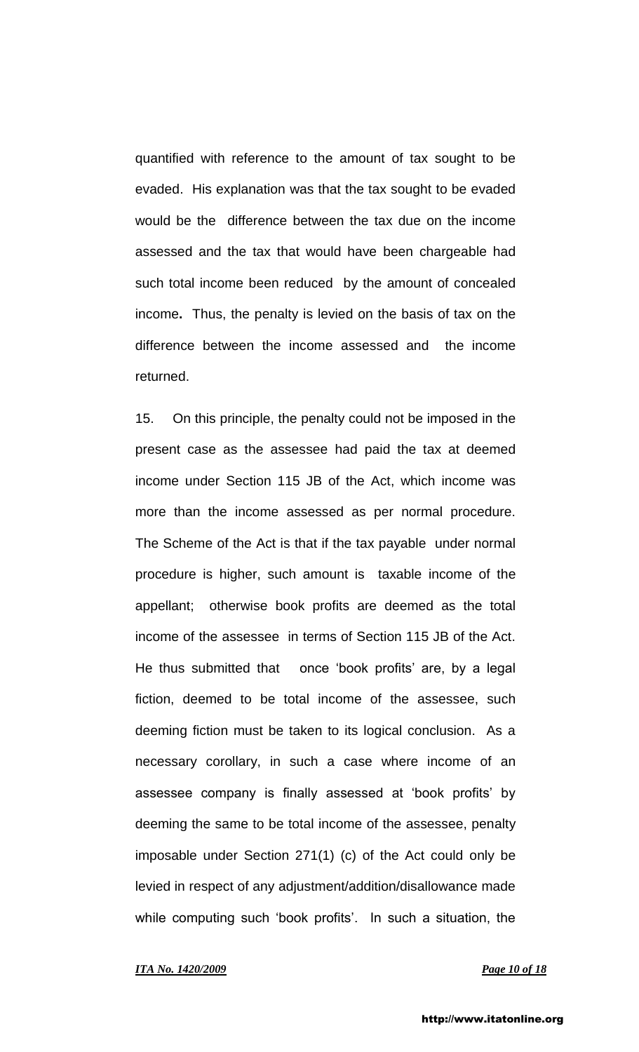quantified with reference to the amount of tax sought to be evaded. His explanation was that the tax sought to be evaded would be the difference between the tax due on the income assessed and the tax that would have been chargeable had such total income been reduced by the amount of concealed income**.** Thus, the penalty is levied on the basis of tax on the difference between the income assessed and the income returned.

15. On this principle, the penalty could not be imposed in the present case as the assessee had paid the tax at deemed income under Section 115 JB of the Act, which income was more than the income assessed as per normal procedure. The Scheme of the Act is that if the tax payable under normal procedure is higher, such amount is taxable income of the appellant; otherwise book profits are deemed as the total income of the assessee in terms of Section 115 JB of the Act. He thus submitted that once 'book profits' are, by a legal fiction, deemed to be total income of the assessee, such deeming fiction must be taken to its logical conclusion. As a necessary corollary, in such a case where income of an assessee company is finally assessed at 'book profits' by deeming the same to be total income of the assessee, penalty imposable under Section 271(1) (c) of the Act could only be levied in respect of any adjustment/addition/disallowance made while computing such 'book profits'. In such a situation, the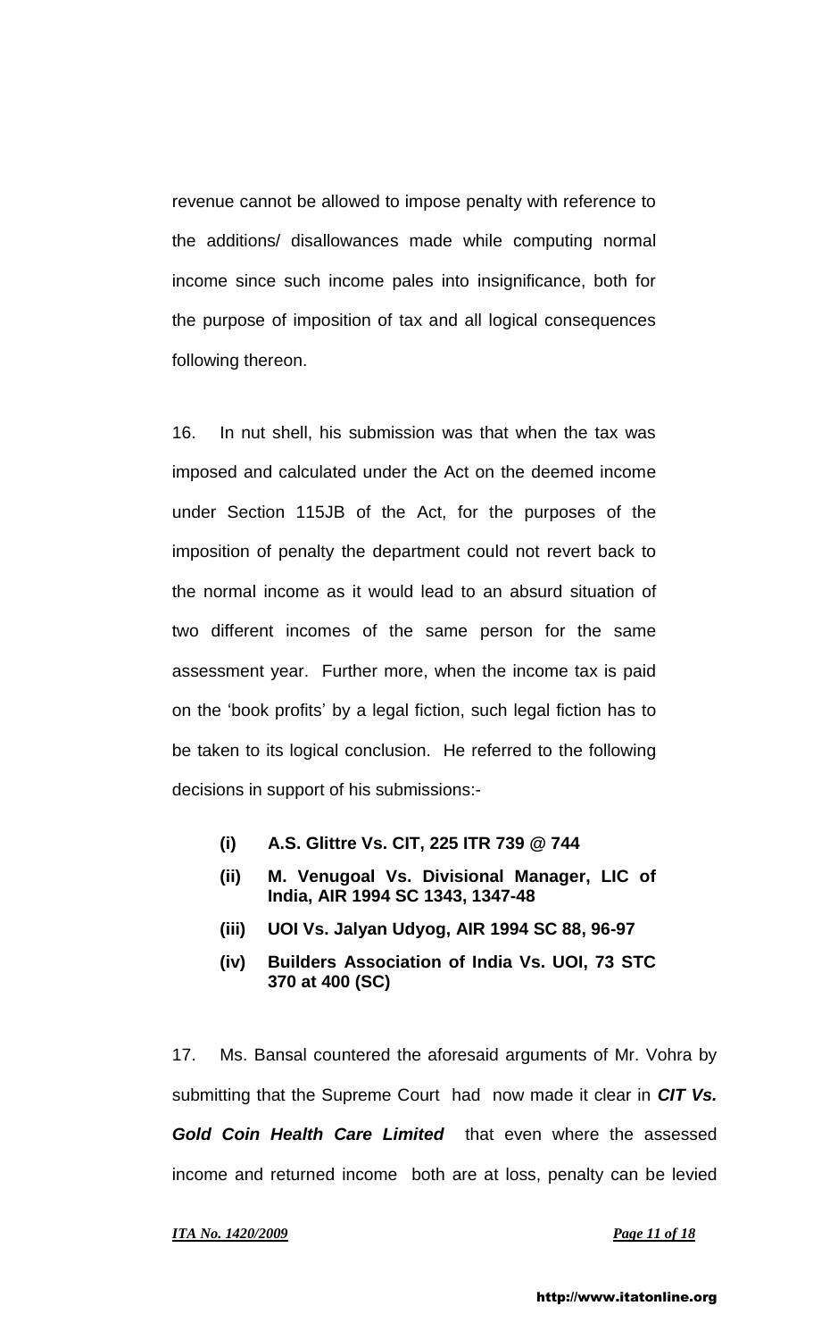revenue cannot be allowed to impose penalty with reference to the additions/ disallowances made while computing normal income since such income pales into insignificance, both for the purpose of imposition of tax and all logical consequences following thereon.

16. In nut shell, his submission was that when the tax was imposed and calculated under the Act on the deemed income under Section 115JB of the Act, for the purposes of the imposition of penalty the department could not revert back to the normal income as it would lead to an absurd situation of two different incomes of the same person for the same assessment year. Further more, when the income tax is paid on the 'book profits' by a legal fiction, such legal fiction has to be taken to its logical conclusion. He referred to the following decisions in support of his submissions:-

- **(i) A.S. Glittre Vs. CIT, 225 ITR 739 @ 744**
- **(ii) M. Venugoal Vs. Divisional Manager, LIC of India, AIR 1994 SC 1343, 1347-48**
- **(iii) UOI Vs. Jalyan Udyog, AIR 1994 SC 88, 96-97**
- **(iv) Builders Association of India Vs. UOI, 73 STC 370 at 400 (SC)**

17. Ms. Bansal countered the aforesaid arguments of Mr. Vohra by submitting that the Supreme Court had now made it clear in ***CIT Vs. Gold Coin Health Care Limited*** that even where the assessed income and returned income both are at loss, penalty can be levied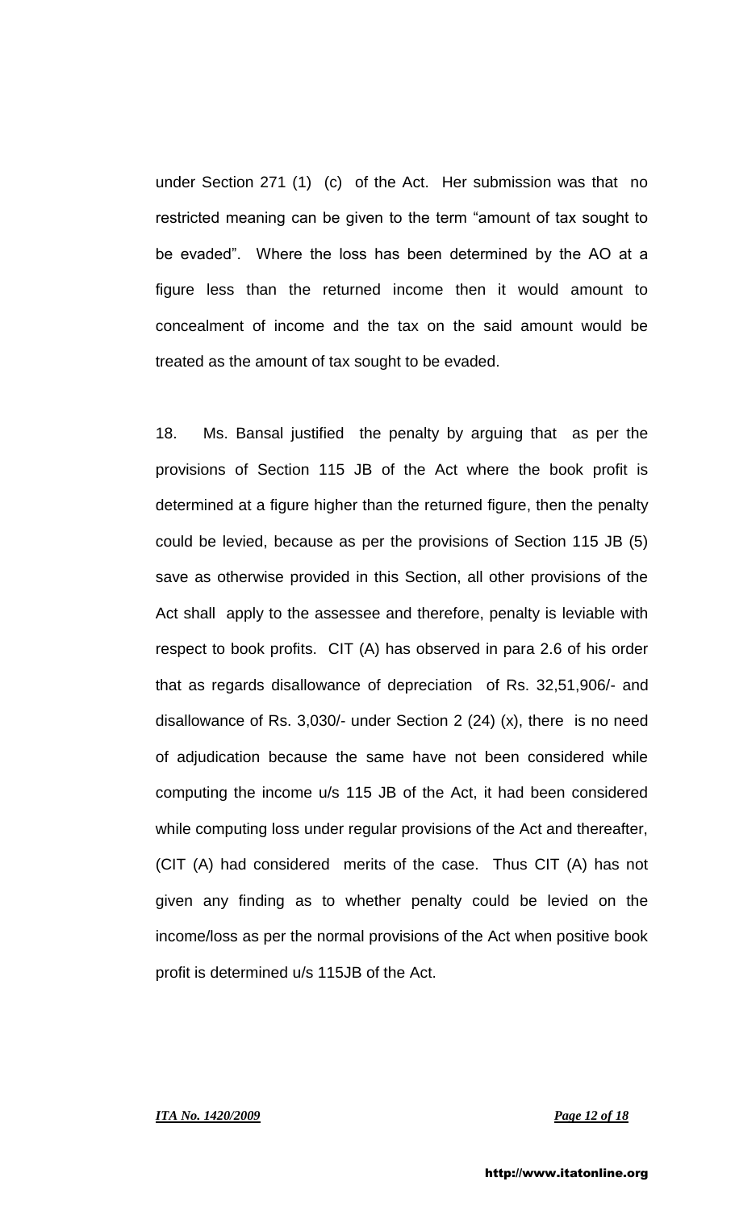under Section 271 (1) (c) of the Act. Her submission was that no restricted meaning can be given to the term "amount of tax sought to be evaded". Where the loss has been determined by the AO at a figure less than the returned income then it would amount to concealment of income and the tax on the said amount would be treated as the amount of tax sought to be evaded.

18. Ms. Bansal justified the penalty by arguing that as per the provisions of Section 115 JB of the Act where the book profit is determined at a figure higher than the returned figure, then the penalty could be levied, because as per the provisions of Section 115 JB (5) save as otherwise provided in this Section, all other provisions of the Act shall apply to the assessee and therefore, penalty is leviable with respect to book profits. CIT (A) has observed in para 2.6 of his order that as regards disallowance of depreciation of Rs. 32,51,906/- and disallowance of Rs. 3,030/- under Section 2 (24) (x), there is no need of adjudication because the same have not been considered while computing the income u/s 115 JB of the Act, it had been considered while computing loss under regular provisions of the Act and thereafter, (CIT (A) had considered merits of the case. Thus CIT (A) has not given any finding as to whether penalty could be levied on the income/loss as per the normal provisions of the Act when positive book profit is determined u/s 115JB of the Act.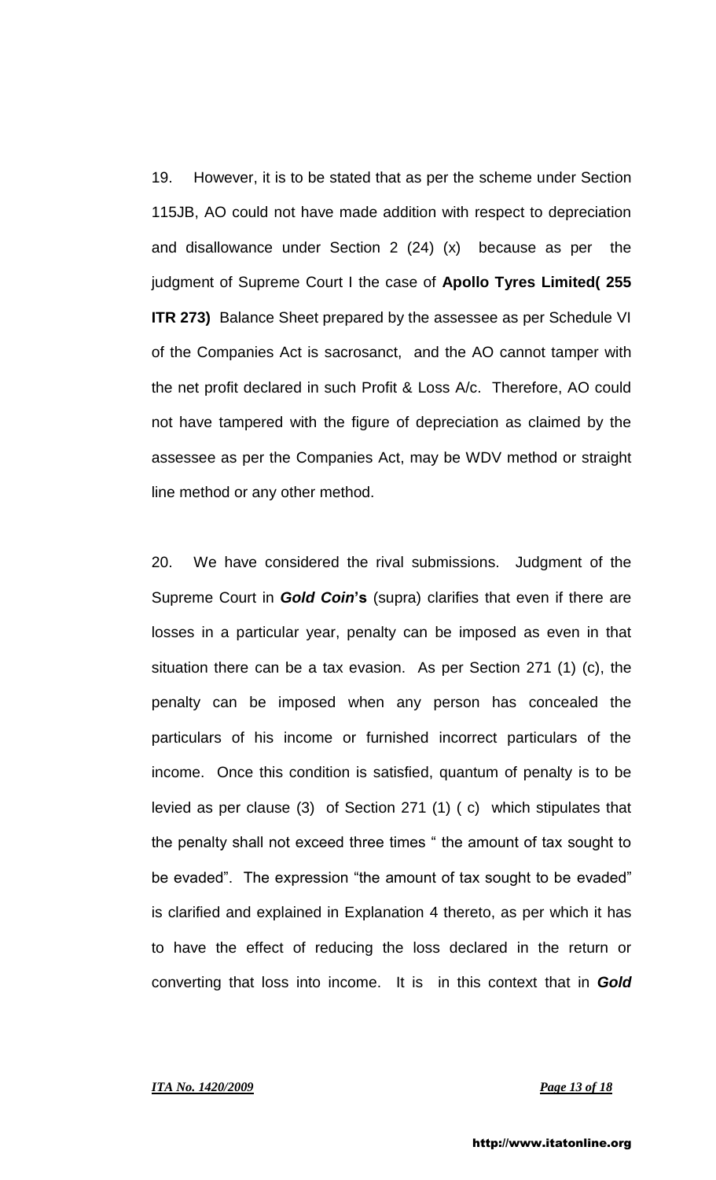19. However, it is to be stated that as per the scheme under Section 115JB, AO could not have made addition with respect to depreciation and disallowance under Section 2 (24) (x) because as per the judgment of Supreme Court I the case of **Apollo Tyres Limited( 255 ITR 273)** Balance Sheet prepared by the assessee as per Schedule VI of the Companies Act is sacrosanct, and the AO cannot tamper with the net profit declared in such Profit & Loss A/c. Therefore, AO could not have tampered with the figure of depreciation as claimed by the assessee as per the Companies Act, may be WDV method or straight line method or any other method.

20. We have considered the rival submissions. Judgment of the Supreme Court in ***Gold Coin*'s** (supra) clarifies that even if there are losses in a particular year, penalty can be imposed as even in that situation there can be a tax evasion. As per Section 271 (1) (c), the penalty can be imposed when any person has concealed the particulars of his income or furnished incorrect particulars of the income. Once this condition is satisfied, quantum of penalty is to be levied as per clause (3) of Section 271 (1) ( c) which stipulates that the penalty shall not exceed three times " the amount of tax sought to be evaded". The expression "the amount of tax sought to be evaded" is clarified and explained in Explanation 4 thereto, as per which it has to have the effect of reducing the loss declared in the return or converting that loss into income. It is in this context that in ***Gold***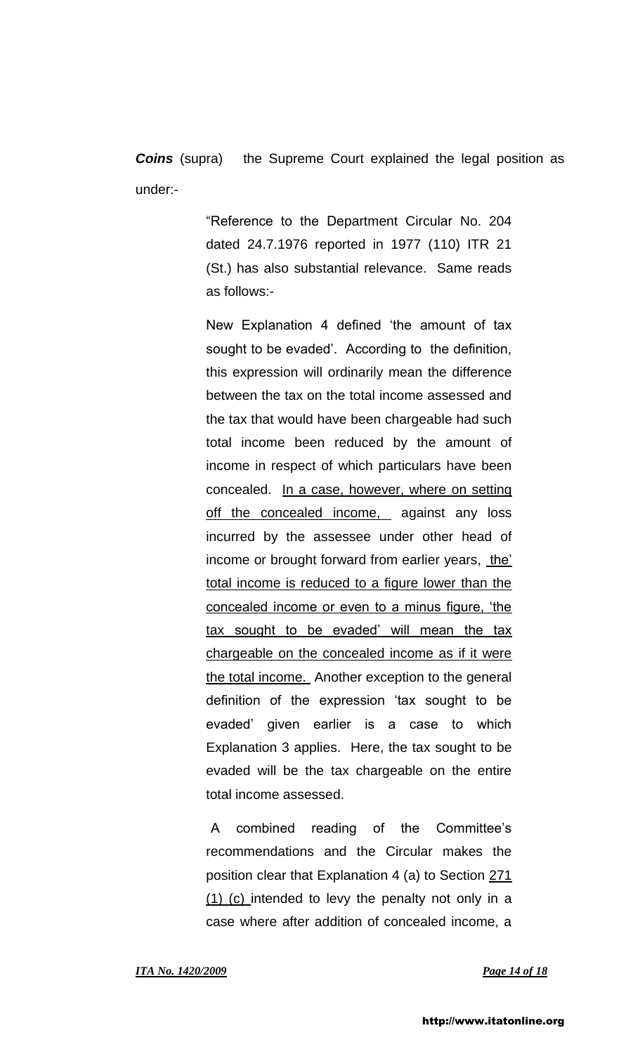***Coins*** (supra) the Supreme Court explained the legal position as under:-

> "Reference to the Department Circular No. 204 dated 24.7.1976 reported in 1977 (110) ITR 21 (St.) has also substantial relevance. Same reads as follows:-
>
> New Explanation 4 defined 'the amount of tax sought to be evaded'. According to the definition, this expression will ordinarily mean the difference between the tax on the total income assessed and the tax that would have been chargeable had such total income been reduced by the amount of income in respect of which particulars have been concealed. <u>In a case, however, where on setting off the concealed income,</u> against any loss incurred by the assessee under other head of income or brought forward from earlier years, <u>the' total income is reduced to a figure lower than the concealed income or even to a minus figure, 'the tax sought to be evaded' will mean the tax chargeable on the concealed income as if it were the total income.</u> Another exception to the general definition of the expression 'tax sought to be evaded' given earlier is a case to which Explanation 3 applies. Here, the tax sought to be evaded will be the tax chargeable on the entire total income assessed.
>
> A combined reading of the Committee's recommendations and the Circular makes the position clear that Explanation 4 (a) to Section <u>271 (1) (c)</u> intended to levy the penalty not only in a case where after addition of concealed income, a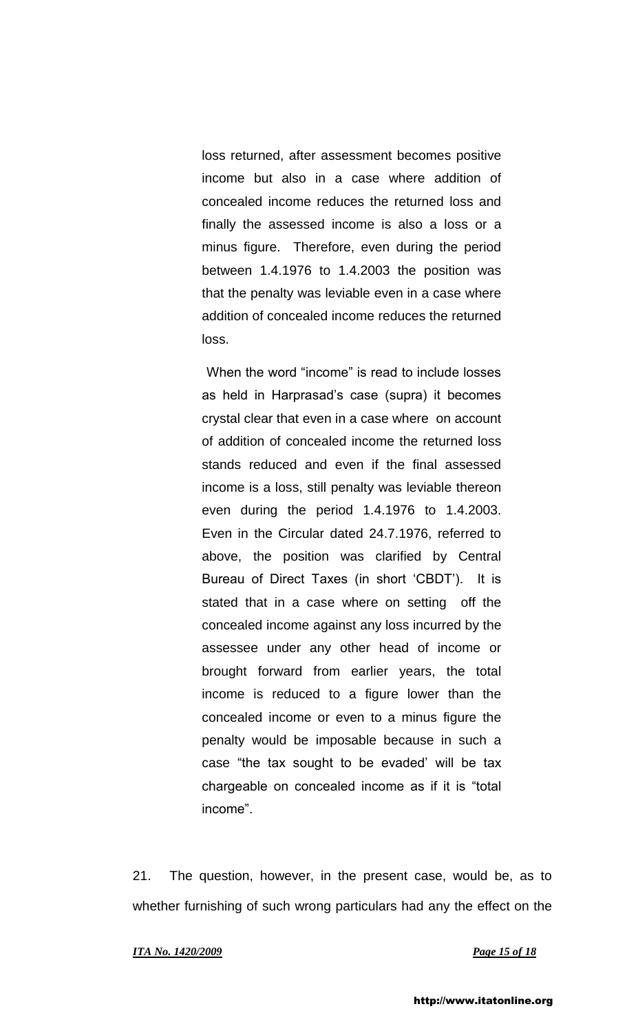loss returned, after assessment becomes positive income but also in a case where addition of concealed income reduces the returned loss and finally the assessed income is also a loss or a minus figure. Therefore, even during the period between 1.4.1976 to 1.4.2003 the position was that the penalty was leviable even in a case where addition of concealed income reduces the returned loss.

When the word "income" is read to include losses as held in Harprasad's case (supra) it becomes crystal clear that even in a case where on account of addition of concealed income the returned loss stands reduced and even if the final assessed income is a loss, still penalty was leviable thereon even during the period 1.4.1976 to 1.4.2003. Even in the Circular dated 24.7.1976, referred to above, the position was clarified by Central Bureau of Direct Taxes (in short 'CBDT'). It is stated that in a case where on setting off the concealed income against any loss incurred by the assessee under any other head of income or brought forward from earlier years, the total income is reduced to a figure lower than the concealed income or even to a minus figure the penalty would be imposable because in such a case "the tax sought to be evaded' will be tax chargeable on concealed income as if it is "total income".

21. The question, however, in the present case, would be, as to whether furnishing of such wrong particulars had any the effect on the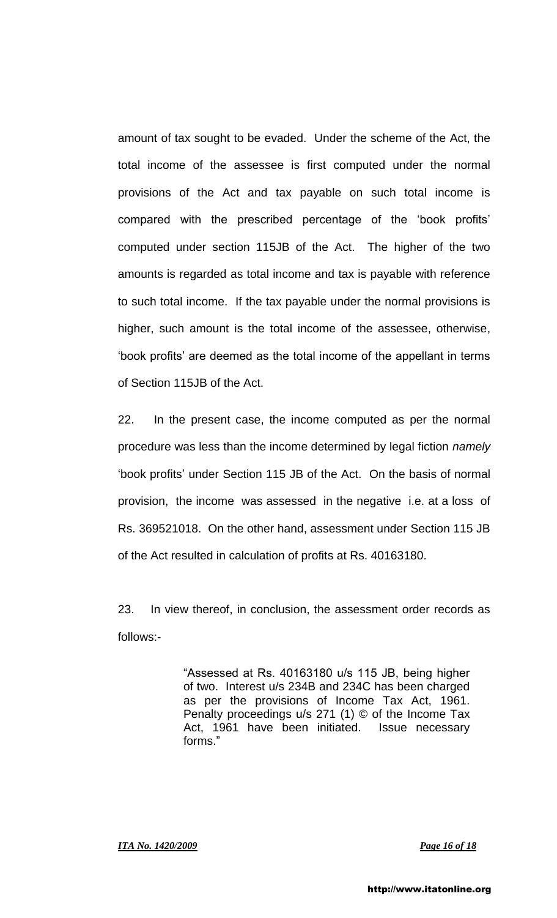amount of tax sought to be evaded. Under the scheme of the Act, the total income of the assessee is first computed under the normal provisions of the Act and tax payable on such total income is compared with the prescribed percentage of the 'book profits' computed under section 115JB of the Act. The higher of the two amounts is regarded as total income and tax is payable with reference to such total income. If the tax payable under the normal provisions is higher, such amount is the total income of the assessee, otherwise, 'book profits' are deemed as the total income of the appellant in terms of Section 115JB of the Act.

22. In the present case, the income computed as per the normal procedure was less than the income determined by legal fiction *namely* 'book profits' under Section 115 JB of the Act. On the basis of normal provision, the income was assessed in the negative i.e. at a loss of Rs. 369521018. On the other hand, assessment under Section 115 JB of the Act resulted in calculation of profits at Rs. 40163180.

23. In view thereof, in conclusion, the assessment order records as follows:-

> "Assessed at Rs. 40163180 u/s 115 JB, being higher of two. Interest u/s 234B and 234C has been charged as per the provisions of Income Tax Act, 1961. Penalty proceedings u/s 271 (1) © of the Income Tax Act, 1961 have been initiated. Issue necessary forms."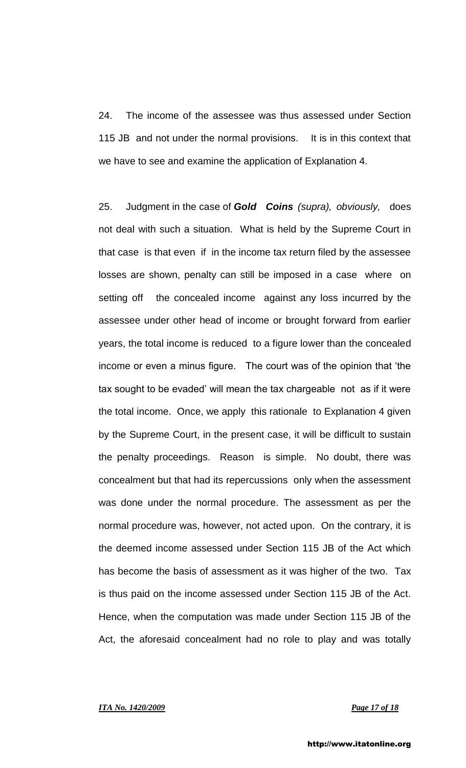24. The income of the assessee was thus assessed under Section 115 JB and not under the normal provisions. It is in this context that we have to see and examine the application of Explanation 4.

25. Judgment in the case of ***Gold Coins*** *(supra), obviously,* does not deal with such a situation. What is held by the Supreme Court in that case is that even if in the income tax return filed by the assessee losses are shown, penalty can still be imposed in a case where on setting off the concealed income against any loss incurred by the assessee under other head of income or brought forward from earlier years, the total income is reduced to a figure lower than the concealed income or even a minus figure. The court was of the opinion that 'the tax sought to be evaded' will mean the tax chargeable not as if it were the total income. Once, we apply this rationale to Explanation 4 given by the Supreme Court, in the present case, it will be difficult to sustain the penalty proceedings. Reason is simple. No doubt, there was concealment but that had its repercussions only when the assessment was done under the normal procedure. The assessment as per the normal procedure was, however, not acted upon. On the contrary, it is the deemed income assessed under Section 115 JB of the Act which has become the basis of assessment as it was higher of the two. Tax is thus paid on the income assessed under Section 115 JB of the Act. Hence, when the computation was made under Section 115 JB of the Act, the aforesaid concealment had no role to play and was totally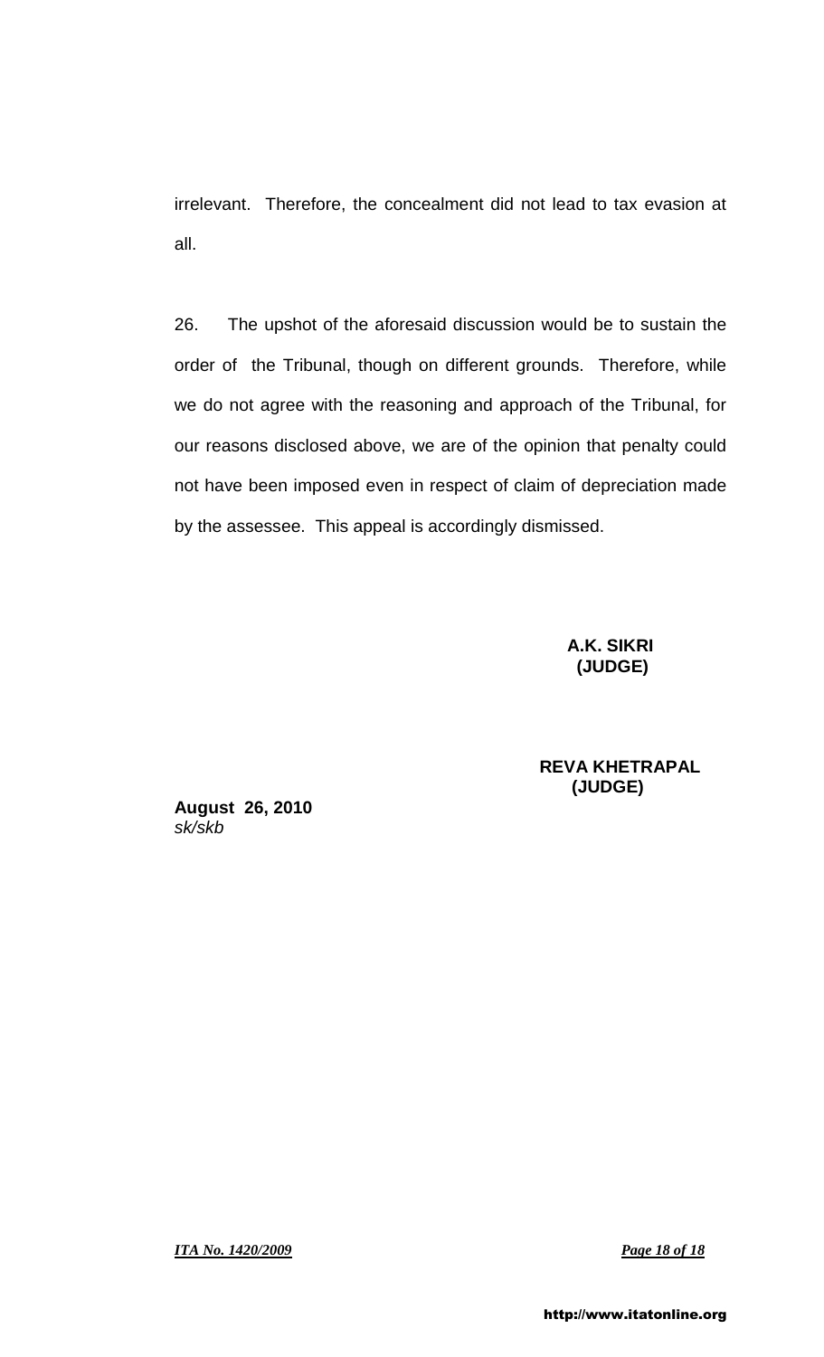irrelevant. Therefore, the concealment did not lead to tax evasion at all.

26. The upshot of the aforesaid discussion would be to sustain the order of the Tribunal, though on different grounds. Therefore, while we do not agree with the reasoning and approach of the Tribunal, for our reasons disclosed above, we are of the opinion that penalty could not have been imposed even in respect of claim of depreciation made by the assessee. This appeal is accordingly dismissed.

**A.K. SIKRI**
**(JUDGE)**

**REVA KHETRAPAL**
**(JUDGE)**

**August 26, 2010**
*sk/skb*